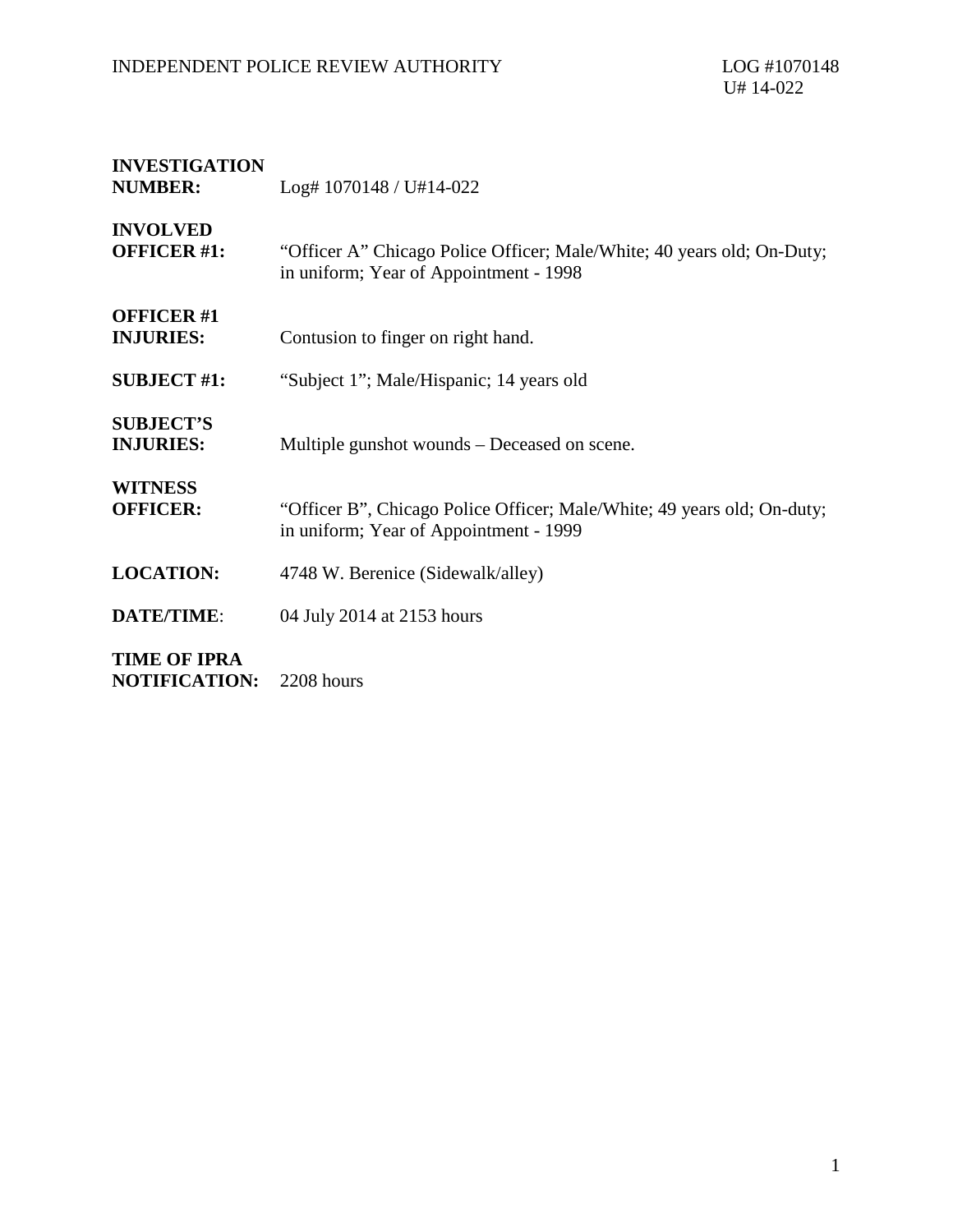| | |
|---|---|
| **INVESTIGATION NUMBER:** | Log# 1070148 / U#14-022 |
| **INVOLVED OFFICER #1:** | "Officer A" Chicago Police Officer; Male/White; 40 years old; On-Duty; in uniform; Year of Appointment - 1998 |
| **OFFICER #1 INJURIES:** | Contusion to finger on right hand. |
| **SUBJECT #1:** | "Subject 1"; Male/Hispanic; 14 years old |
| **SUBJECT'S INJURIES:** | Multiple gunshot wounds – Deceased on scene. |
| **WITNESS OFFICER:** | "Officer B", Chicago Police Officer; Male/White; 49 years old; On-duty; in uniform; Year of Appointment - 1999 |
| **LOCATION:** | 4748 W. Berenice (Sidewalk/alley) |
| **DATE/TIME**: | 04 July 2014 at 2153 hours |
| **TIME OF IPRA NOTIFICATION:** | 2208 hours |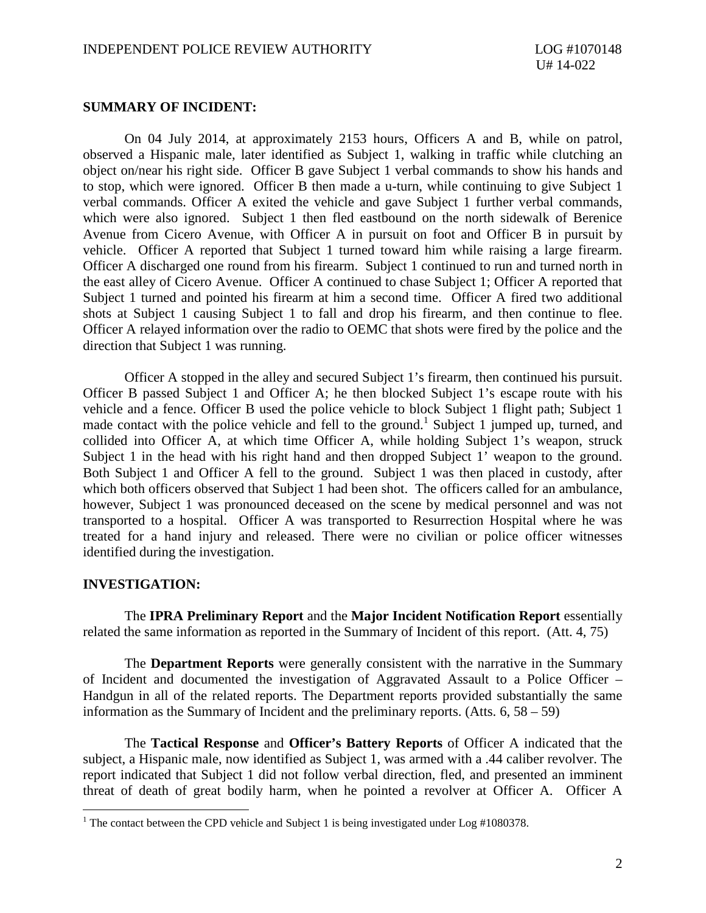## SUMMARY OF INCIDENT:

On 04 July 2014, at approximately 2153 hours, Officers A and B, while on patrol, observed a Hispanic male, later identified as Subject 1, walking in traffic while clutching an object on/near his right side. Officer B gave Subject 1 verbal commands to show his hands and to stop, which were ignored. Officer B then made a u-turn, while continuing to give Subject 1 verbal commands. Officer A exited the vehicle and gave Subject 1 further verbal commands, which were also ignored. Subject 1 then fled eastbound on the north sidewalk of Berenice Avenue from Cicero Avenue, with Officer A in pursuit on foot and Officer B in pursuit by vehicle. Officer A reported that Subject 1 turned toward him while raising a large firearm. Officer A discharged one round from his firearm. Subject 1 continued to run and turned north in the east alley of Cicero Avenue. Officer A continued to chase Subject 1; Officer A reported that Subject 1 turned and pointed his firearm at him a second time. Officer A fired two additional shots at Subject 1 causing Subject 1 to fall and drop his firearm, and then continue to flee. Officer A relayed information over the radio to OEMC that shots were fired by the police and the direction that Subject 1 was running.

Officer A stopped in the alley and secured Subject 1's firearm, then continued his pursuit. Officer B passed Subject 1 and Officer A; he then blocked Subject 1's escape route with his vehicle and a fence. Officer B used the police vehicle to block Subject 1 flight path; Subject 1 made contact with the police vehicle and fell to the ground.[1] Subject 1 jumped up, turned, and collided into Officer A, at which time Officer A, while holding Subject 1's weapon, struck Subject 1 in the head with his right hand and then dropped Subject 1' weapon to the ground. Both Subject 1 and Officer A fell to the ground. Subject 1 was then placed in custody, after which both officers observed that Subject 1 had been shot. The officers called for an ambulance, however, Subject 1 was pronounced deceased on the scene by medical personnel and was not transported to a hospital. Officer A was transported to Resurrection Hospital where he was treated for a hand injury and released. There were no civilian or police officer witnesses identified during the investigation.

## INVESTIGATION:

The **IPRA Preliminary Report** and the **Major Incident Notification Report** essentially related the same information as reported in the Summary of Incident of this report. (Att. 4, 75)

The **Department Reports** were generally consistent with the narrative in the Summary of Incident and documented the investigation of Aggravated Assault to a Police Officer – Handgun in all of the related reports. The Department reports provided substantially the same information as the Summary of Incident and the preliminary reports. (Atts. 6, 58 – 59)

The **Tactical Response** and **Officer's Battery Reports** of Officer A indicated that the subject, a Hispanic male, now identified as Subject 1, was armed with a .44 caliber revolver. The report indicated that Subject 1 did not follow verbal direction, fled, and presented an imminent threat of death of great bodily harm, when he pointed a revolver at Officer A. Officer A

[1] The contact between the CPD vehicle and Subject 1 is being investigated under Log #1080378.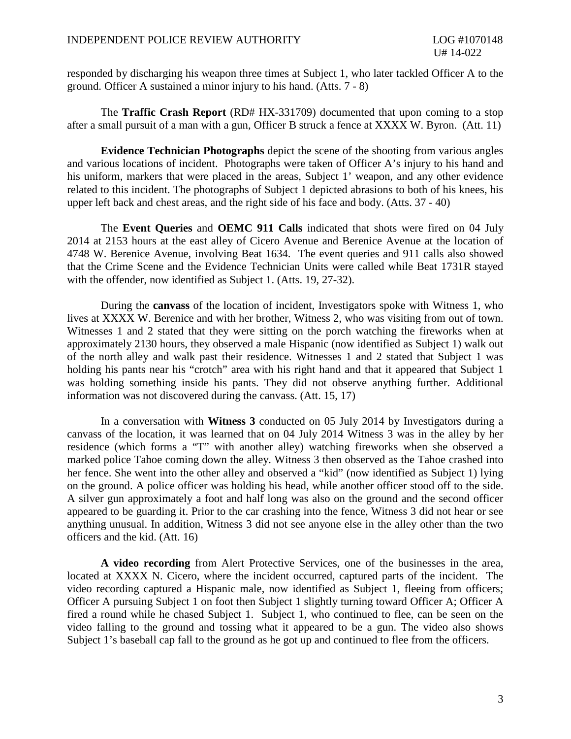responded by discharging his weapon three times at Subject 1, who later tackled Officer A to the ground. Officer A sustained a minor injury to his hand. (Atts. 7 - 8)

The **Traffic Crash Report** (RD# HX-331709) documented that upon coming to a stop after a small pursuit of a man with a gun, Officer B struck a fence at XXXX W. Byron. (Att. 11)

**Evidence Technician Photographs** depict the scene of the shooting from various angles and various locations of incident. Photographs were taken of Officer A's injury to his hand and his uniform, markers that were placed in the areas, Subject 1' weapon, and any other evidence related to this incident. The photographs of Subject 1 depicted abrasions to both of his knees, his upper left back and chest areas, and the right side of his face and body. (Atts. 37 - 40)

The **Event Queries** and **OEMC 911 Calls** indicated that shots were fired on 04 July 2014 at 2153 hours at the east alley of Cicero Avenue and Berenice Avenue at the location of 4748 W. Berenice Avenue, involving Beat 1634. The event queries and 911 calls also showed that the Crime Scene and the Evidence Technician Units were called while Beat 1731R stayed with the offender, now identified as Subject 1. (Atts. 19, 27-32).

During the **canvass** of the location of incident, Investigators spoke with Witness 1, who lives at XXXX W. Berenice and with her brother, Witness 2, who was visiting from out of town. Witnesses 1 and 2 stated that they were sitting on the porch watching the fireworks when at approximately 2130 hours, they observed a male Hispanic (now identified as Subject 1) walk out of the north alley and walk past their residence. Witnesses 1 and 2 stated that Subject 1 was holding his pants near his "crotch" area with his right hand and that it appeared that Subject 1 was holding something inside his pants. They did not observe anything further. Additional information was not discovered during the canvass. (Att. 15, 17)

In a conversation with **Witness 3** conducted on 05 July 2014 by Investigators during a canvass of the location, it was learned that on 04 July 2014 Witness 3 was in the alley by her residence (which forms a "T" with another alley) watching fireworks when she observed a marked police Tahoe coming down the alley. Witness 3 then observed as the Tahoe crashed into her fence. She went into the other alley and observed a "kid" (now identified as Subject 1) lying on the ground. A police officer was holding his head, while another officer stood off to the side. A silver gun approximately a foot and half long was also on the ground and the second officer appeared to be guarding it. Prior to the car crashing into the fence, Witness 3 did not hear or see anything unusual. In addition, Witness 3 did not see anyone else in the alley other than the two officers and the kid. (Att. 16)

**A video recording** from Alert Protective Services, one of the businesses in the area, located at XXXX N. Cicero, where the incident occurred, captured parts of the incident. The video recording captured a Hispanic male, now identified as Subject 1, fleeing from officers; Officer A pursuing Subject 1 on foot then Subject 1 slightly turning toward Officer A; Officer A fired a round while he chased Subject 1. Subject 1, who continued to flee, can be seen on the video falling to the ground and tossing what it appeared to be a gun. The video also shows Subject 1's baseball cap fall to the ground as he got up and continued to flee from the officers.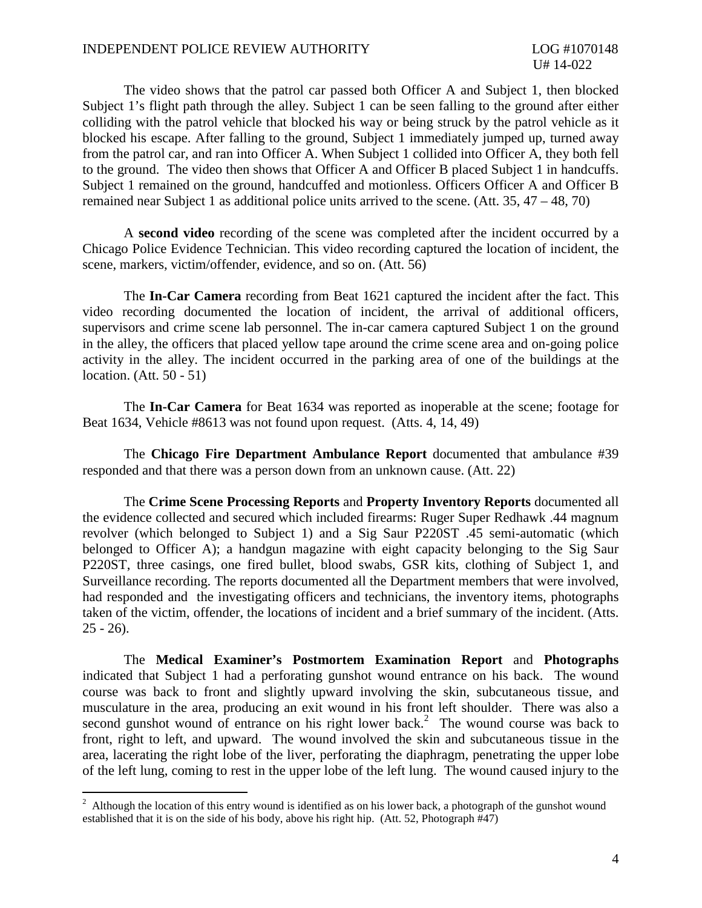The video shows that the patrol car passed both Officer A and Subject 1, then blocked Subject 1's flight path through the alley. Subject 1 can be seen falling to the ground after either colliding with the patrol vehicle that blocked his way or being struck by the patrol vehicle as it blocked his escape. After falling to the ground, Subject 1 immediately jumped up, turned away from the patrol car, and ran into Officer A. When Subject 1 collided into Officer A, they both fell to the ground. The video then shows that Officer A and Officer B placed Subject 1 in handcuffs. Subject 1 remained on the ground, handcuffed and motionless. Officers Officer A and Officer B remained near Subject 1 as additional police units arrived to the scene. (Att. 35, 47 – 48, 70)

A **second video** recording of the scene was completed after the incident occurred by a Chicago Police Evidence Technician. This video recording captured the location of incident, the scene, markers, victim/offender, evidence, and so on. (Att. 56)

The **In-Car Camera** recording from Beat 1621 captured the incident after the fact. This video recording documented the location of incident, the arrival of additional officers, supervisors and crime scene lab personnel. The in-car camera captured Subject 1 on the ground in the alley, the officers that placed yellow tape around the crime scene area and on-going police activity in the alley. The incident occurred in the parking area of one of the buildings at the location. (Att. 50 - 51)

The **In-Car Camera** for Beat 1634 was reported as inoperable at the scene; footage for Beat 1634, Vehicle #8613 was not found upon request. (Atts. 4, 14, 49)

The **Chicago Fire Department Ambulance Report** documented that ambulance #39 responded and that there was a person down from an unknown cause. (Att. 22)

The **Crime Scene Processing Reports** and **Property Inventory Reports** documented all the evidence collected and secured which included firearms: Ruger Super Redhawk .44 magnum revolver (which belonged to Subject 1) and a Sig Saur P220ST .45 semi-automatic (which belonged to Officer A); a handgun magazine with eight capacity belonging to the Sig Saur P220ST, three casings, one fired bullet, blood swabs, GSR kits, clothing of Subject 1, and Surveillance recording. The reports documented all the Department members that were involved, had responded and the investigating officers and technicians, the inventory items, photographs taken of the victim, offender, the locations of incident and a brief summary of the incident. (Atts. 25 - 26).

The **Medical Examiner's Postmortem Examination Report** and **Photographs** indicated that Subject 1 had a perforating gunshot wound entrance on his back. The wound course was back to front and slightly upward involving the skin, subcutaneous tissue, and musculature in the area, producing an exit wound in his front left shoulder. There was also a second gunshot wound of entrance on his right lower back.[2] The wound course was back to front, right to left, and upward. The wound involved the skin and subcutaneous tissue in the area, lacerating the right lobe of the liver, perforating the diaphragm, penetrating the upper lobe of the left lung, coming to rest in the upper lobe of the left lung. The wound caused injury to the

[2] Although the location of this entry wound is identified as on his lower back, a photograph of the gunshot wound established that it is on the side of his body, above his right hip. (Att. 52, Photograph #47)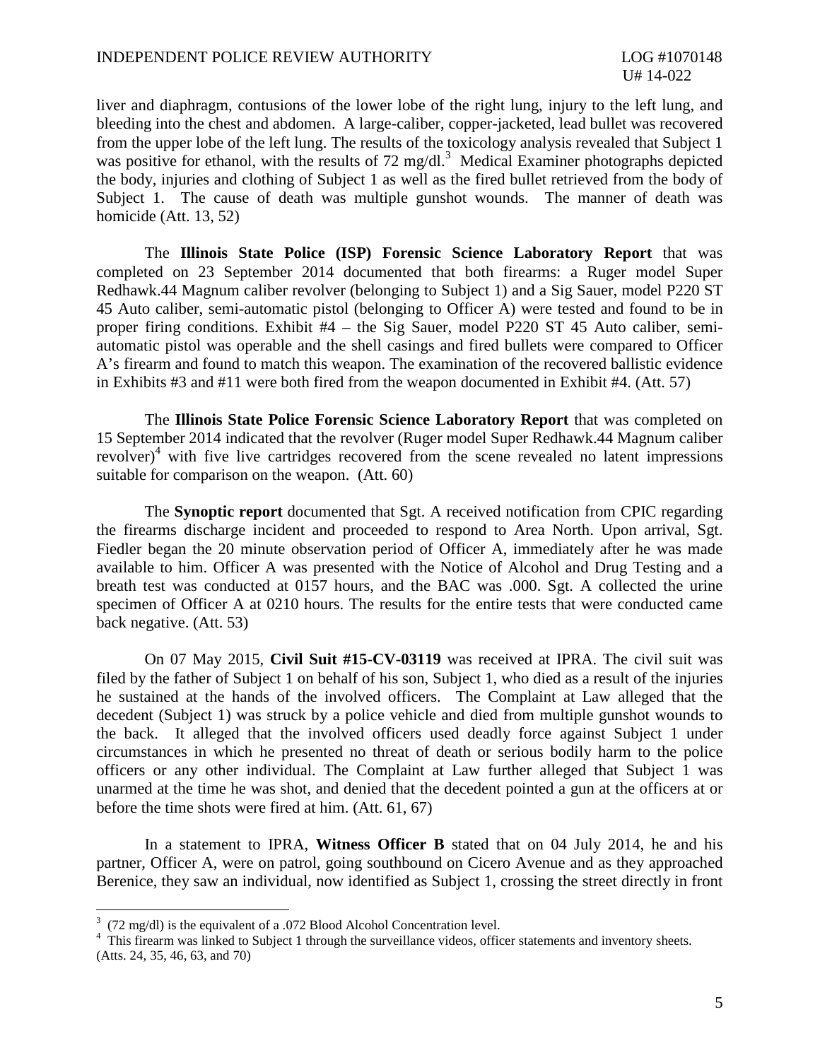liver and diaphragm, contusions of the lower lobe of the right lung, injury to the left lung, and bleeding into the chest and abdomen. A large-caliber, copper-jacketed, lead bullet was recovered from the upper lobe of the left lung. The results of the toxicology analysis revealed that Subject 1 was positive for ethanol, with the results of 72 mg/dl.[3] Medical Examiner photographs depicted the body, injuries and clothing of Subject 1 as well as the fired bullet retrieved from the body of Subject 1. The cause of death was multiple gunshot wounds. The manner of death was homicide (Att. 13, 52)

The **Illinois State Police (ISP) Forensic Science Laboratory Report** that was completed on 23 September 2014 documented that both firearms: a Ruger model Super Redhawk.44 Magnum caliber revolver (belonging to Subject 1) and a Sig Sauer, model P220 ST 45 Auto caliber, semi-automatic pistol (belonging to Officer A) were tested and found to be in proper firing conditions. Exhibit #4 – the Sig Sauer, model P220 ST 45 Auto caliber, semi-automatic pistol was operable and the shell casings and fired bullets were compared to Officer A's firearm and found to match this weapon. The examination of the recovered ballistic evidence in Exhibits #3 and #11 were both fired from the weapon documented in Exhibit #4. (Att. 57)

The **Illinois State Police Forensic Science Laboratory Report** that was completed on 15 September 2014 indicated that the revolver (Ruger model Super Redhawk.44 Magnum caliber revolver)[4] with five live cartridges recovered from the scene revealed no latent impressions suitable for comparison on the weapon. (Att. 60)

The **Synoptic report** documented that Sgt. A received notification from CPIC regarding the firearms discharge incident and proceeded to respond to Area North. Upon arrival, Sgt. Fiedler began the 20 minute observation period of Officer A, immediately after he was made available to him. Officer A was presented with the Notice of Alcohol and Drug Testing and a breath test was conducted at 0157 hours, and the BAC was .000. Sgt. A collected the urine specimen of Officer A at 0210 hours. The results for the entire tests that were conducted came back negative. (Att. 53)

On 07 May 2015, **Civil Suit #15-CV-03119** was received at IPRA. The civil suit was filed by the father of Subject 1 on behalf of his son, Subject 1, who died as a result of the injuries he sustained at the hands of the involved officers. The Complaint at Law alleged that the decedent (Subject 1) was struck by a police vehicle and died from multiple gunshot wounds to the back. It alleged that the involved officers used deadly force against Subject 1 under circumstances in which he presented no threat of death or serious bodily harm to the police officers or any other individual. The Complaint at Law further alleged that Subject 1 was unarmed at the time he was shot, and denied that the decedent pointed a gun at the officers at or before the time shots were fired at him. (Att. 61, 67)

In a statement to IPRA, **Witness Officer B** stated that on 04 July 2014, he and his partner, Officer A, were on patrol, going southbound on Cicero Avenue and as they approached Berenice, they saw an individual, now identified as Subject 1, crossing the street directly in front

---

[3] (72 mg/dl) is the equivalent of a .072 Blood Alcohol Concentration level.

[4] This firearm was linked to Subject 1 through the surveillance videos, officer statements and inventory sheets. (Atts. 24, 35, 46, 63, and 70)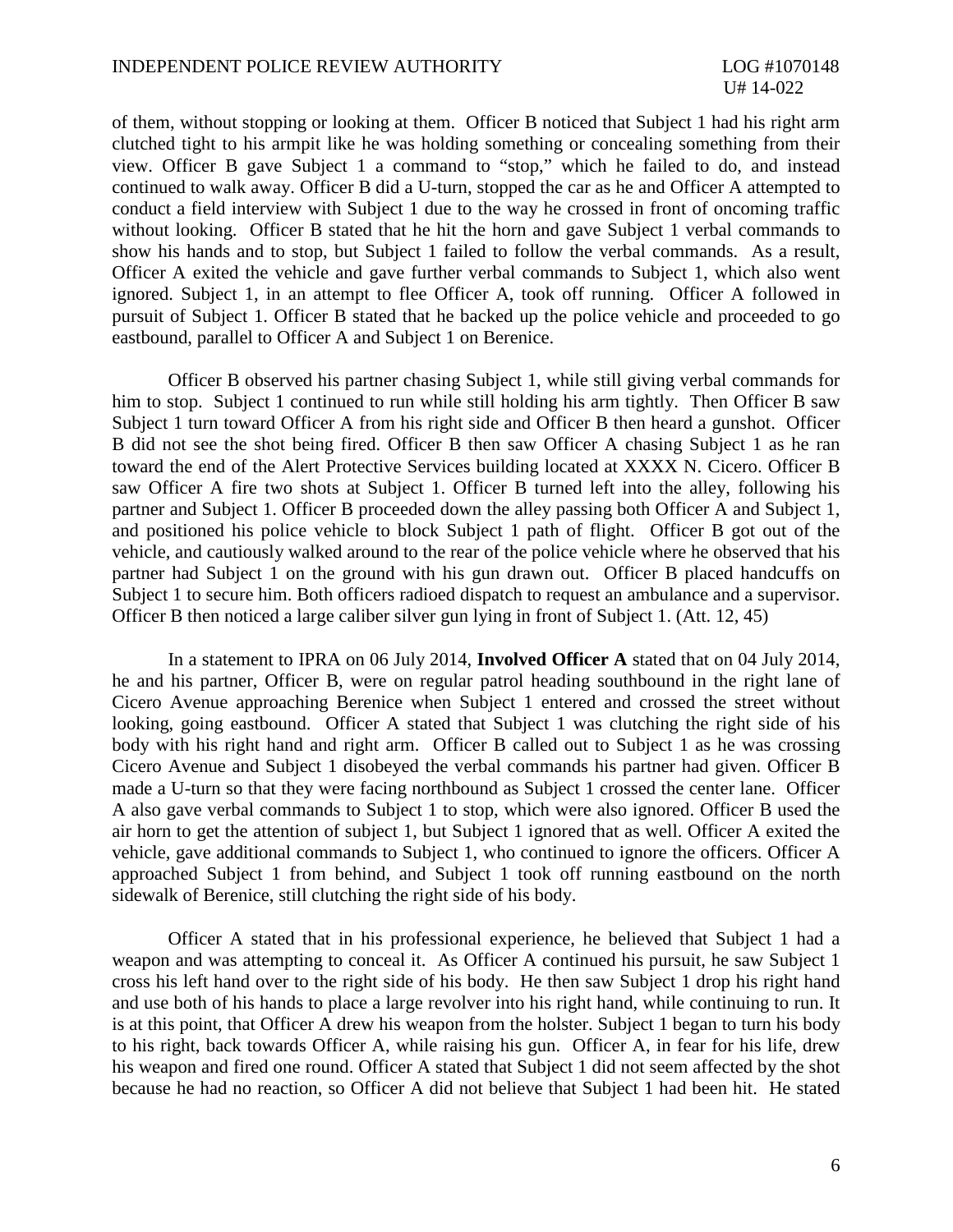of them, without stopping or looking at them. Officer B noticed that Subject 1 had his right arm clutched tight to his armpit like he was holding something or concealing something from their view. Officer B gave Subject 1 a command to "stop," which he failed to do, and instead continued to walk away. Officer B did a U-turn, stopped the car as he and Officer A attempted to conduct a field interview with Subject 1 due to the way he crossed in front of oncoming traffic without looking. Officer B stated that he hit the horn and gave Subject 1 verbal commands to show his hands and to stop, but Subject 1 failed to follow the verbal commands. As a result, Officer A exited the vehicle and gave further verbal commands to Subject 1, which also went ignored. Subject 1, in an attempt to flee Officer A, took off running. Officer A followed in pursuit of Subject 1. Officer B stated that he backed up the police vehicle and proceeded to go eastbound, parallel to Officer A and Subject 1 on Berenice.

Officer B observed his partner chasing Subject 1, while still giving verbal commands for him to stop. Subject 1 continued to run while still holding his arm tightly. Then Officer B saw Subject 1 turn toward Officer A from his right side and Officer B then heard a gunshot. Officer B did not see the shot being fired. Officer B then saw Officer A chasing Subject 1 as he ran toward the end of the Alert Protective Services building located at XXXX N. Cicero. Officer B saw Officer A fire two shots at Subject 1. Officer B turned left into the alley, following his partner and Subject 1. Officer B proceeded down the alley passing both Officer A and Subject 1, and positioned his police vehicle to block Subject 1 path of flight. Officer B got out of the vehicle, and cautiously walked around to the rear of the police vehicle where he observed that his partner had Subject 1 on the ground with his gun drawn out. Officer B placed handcuffs on Subject 1 to secure him. Both officers radioed dispatch to request an ambulance and a supervisor. Officer B then noticed a large caliber silver gun lying in front of Subject 1. (Att. 12, 45)

In a statement to IPRA on 06 July 2014, **Involved Officer A** stated that on 04 July 2014, he and his partner, Officer B, were on regular patrol heading southbound in the right lane of Cicero Avenue approaching Berenice when Subject 1 entered and crossed the street without looking, going eastbound. Officer A stated that Subject 1 was clutching the right side of his body with his right hand and right arm. Officer B called out to Subject 1 as he was crossing Cicero Avenue and Subject 1 disobeyed the verbal commands his partner had given. Officer B made a U-turn so that they were facing northbound as Subject 1 crossed the center lane. Officer A also gave verbal commands to Subject 1 to stop, which were also ignored. Officer B used the air horn to get the attention of subject 1, but Subject 1 ignored that as well. Officer A exited the vehicle, gave additional commands to Subject 1, who continued to ignore the officers. Officer A approached Subject 1 from behind, and Subject 1 took off running eastbound on the north sidewalk of Berenice, still clutching the right side of his body.

Officer A stated that in his professional experience, he believed that Subject 1 had a weapon and was attempting to conceal it. As Officer A continued his pursuit, he saw Subject 1 cross his left hand over to the right side of his body. He then saw Subject 1 drop his right hand and use both of his hands to place a large revolver into his right hand, while continuing to run. It is at this point, that Officer A drew his weapon from the holster. Subject 1 began to turn his body to his right, back towards Officer A, while raising his gun. Officer A, in fear for his life, drew his weapon and fired one round. Officer A stated that Subject 1 did not seem affected by the shot because he had no reaction, so Officer A did not believe that Subject 1 had been hit. He stated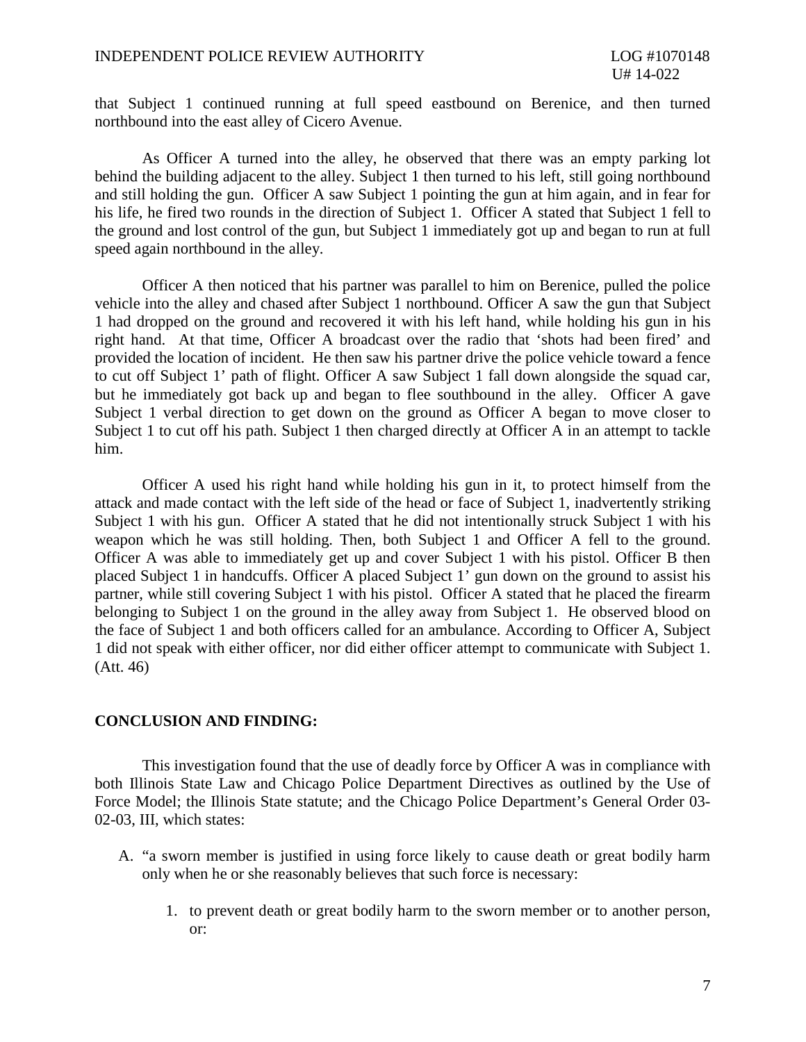that Subject 1 continued running at full speed eastbound on Berenice, and then turned northbound into the east alley of Cicero Avenue.

As Officer A turned into the alley, he observed that there was an empty parking lot behind the building adjacent to the alley. Subject 1 then turned to his left, still going northbound and still holding the gun. Officer A saw Subject 1 pointing the gun at him again, and in fear for his life, he fired two rounds in the direction of Subject 1. Officer A stated that Subject 1 fell to the ground and lost control of the gun, but Subject 1 immediately got up and began to run at full speed again northbound in the alley.

Officer A then noticed that his partner was parallel to him on Berenice, pulled the police vehicle into the alley and chased after Subject 1 northbound. Officer A saw the gun that Subject 1 had dropped on the ground and recovered it with his left hand, while holding his gun in his right hand. At that time, Officer A broadcast over the radio that 'shots had been fired' and provided the location of incident. He then saw his partner drive the police vehicle toward a fence to cut off Subject 1' path of flight. Officer A saw Subject 1 fall down alongside the squad car, but he immediately got back up and began to flee southbound in the alley. Officer A gave Subject 1 verbal direction to get down on the ground as Officer A began to move closer to Subject 1 to cut off his path. Subject 1 then charged directly at Officer A in an attempt to tackle him.

Officer A used his right hand while holding his gun in it, to protect himself from the attack and made contact with the left side of the head or face of Subject 1, inadvertently striking Subject 1 with his gun. Officer A stated that he did not intentionally struck Subject 1 with his weapon which he was still holding. Then, both Subject 1 and Officer A fell to the ground. Officer A was able to immediately get up and cover Subject 1 with his pistol. Officer B then placed Subject 1 in handcuffs. Officer A placed Subject 1' gun down on the ground to assist his partner, while still covering Subject 1 with his pistol. Officer A stated that he placed the firearm belonging to Subject 1 on the ground in the alley away from Subject 1. He observed blood on the face of Subject 1 and both officers called for an ambulance. According to Officer A, Subject 1 did not speak with either officer, nor did either officer attempt to communicate with Subject 1. (Att. 46)

## CONCLUSION AND FINDING:

This investigation found that the use of deadly force by Officer A was in compliance with both Illinois State Law and Chicago Police Department Directives as outlined by the Use of Force Model; the Illinois State statute; and the Chicago Police Department's General Order 03-02-03, III, which states:

A. "a sworn member is justified in using force likely to cause death or great bodily harm only when he or she reasonably believes that such force is necessary:

   1. to prevent death or great bodily harm to the sworn member or to another person, or: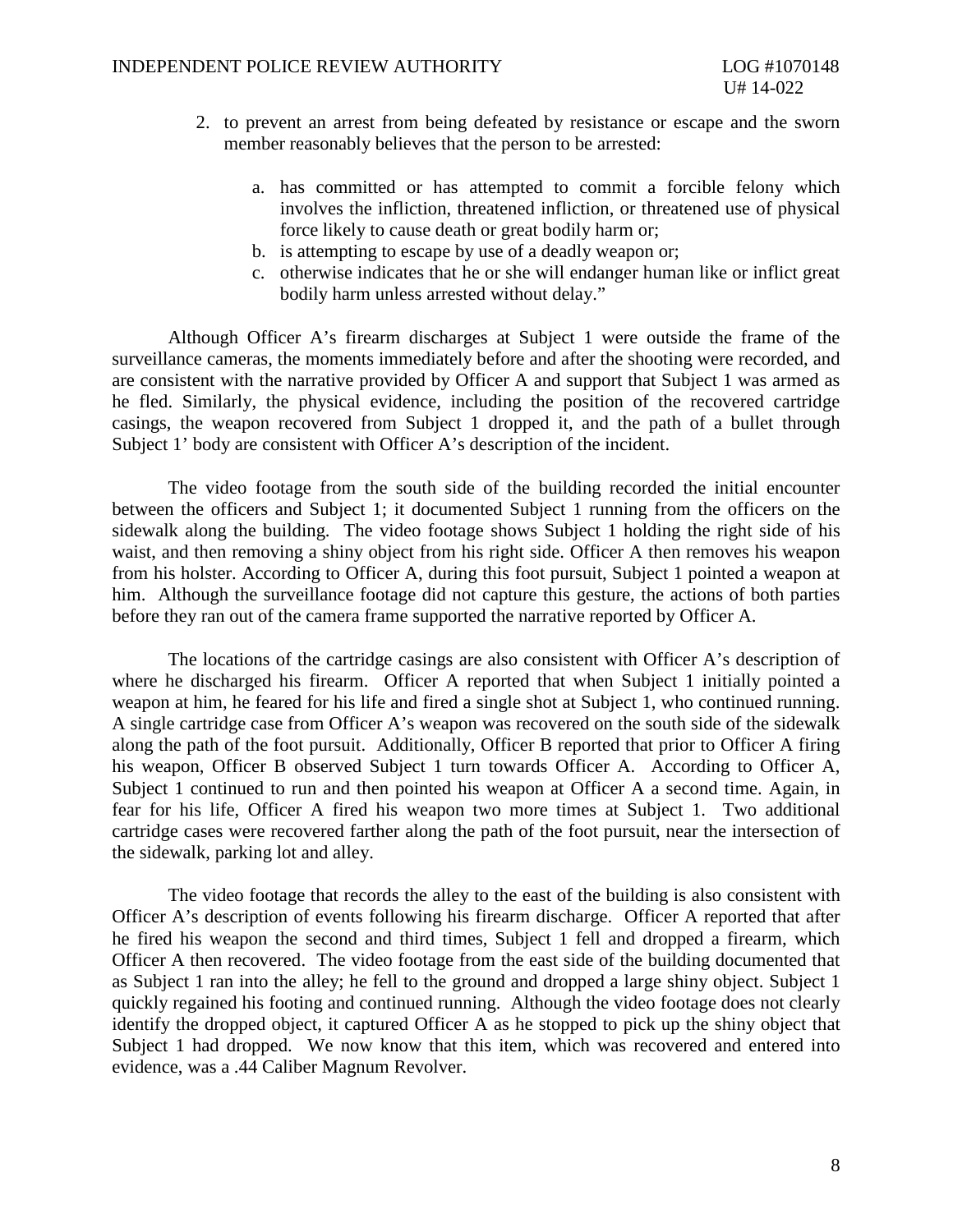2. to prevent an arrest from being defeated by resistance or escape and the sworn member reasonably believes that the person to be arrested:

    a. has committed or has attempted to commit a forcible felony which involves the infliction, threatened infliction, or threatened use of physical force likely to cause death or great bodily harm or;
    b. is attempting to escape by use of a deadly weapon or;
    c. otherwise indicates that he or she will endanger human like or inflict great bodily harm unless arrested without delay."

Although Officer A's firearm discharges at Subject 1 were outside the frame of the surveillance cameras, the moments immediately before and after the shooting were recorded, and are consistent with the narrative provided by Officer A and support that Subject 1 was armed as he fled. Similarly, the physical evidence, including the position of the recovered cartridge casings, the weapon recovered from Subject 1 dropped it, and the path of a bullet through Subject 1' body are consistent with Officer A's description of the incident.

The video footage from the south side of the building recorded the initial encounter between the officers and Subject 1; it documented Subject 1 running from the officers on the sidewalk along the building. The video footage shows Subject 1 holding the right side of his waist, and then removing a shiny object from his right side. Officer A then removes his weapon from his holster. According to Officer A, during this foot pursuit, Subject 1 pointed a weapon at him. Although the surveillance footage did not capture this gesture, the actions of both parties before they ran out of the camera frame supported the narrative reported by Officer A.

The locations of the cartridge casings are also consistent with Officer A's description of where he discharged his firearm. Officer A reported that when Subject 1 initially pointed a weapon at him, he feared for his life and fired a single shot at Subject 1, who continued running. A single cartridge case from Officer A's weapon was recovered on the south side of the sidewalk along the path of the foot pursuit. Additionally, Officer B reported that prior to Officer A firing his weapon, Officer B observed Subject 1 turn towards Officer A. According to Officer A, Subject 1 continued to run and then pointed his weapon at Officer A a second time. Again, in fear for his life, Officer A fired his weapon two more times at Subject 1. Two additional cartridge cases were recovered farther along the path of the foot pursuit, near the intersection of the sidewalk, parking lot and alley.

The video footage that records the alley to the east of the building is also consistent with Officer A's description of events following his firearm discharge. Officer A reported that after he fired his weapon the second and third times, Subject 1 fell and dropped a firearm, which Officer A then recovered. The video footage from the east side of the building documented that as Subject 1 ran into the alley; he fell to the ground and dropped a large shiny object. Subject 1 quickly regained his footing and continued running. Although the video footage does not clearly identify the dropped object, it captured Officer A as he stopped to pick up the shiny object that Subject 1 had dropped. We now know that this item, which was recovered and entered into evidence, was a .44 Caliber Magnum Revolver.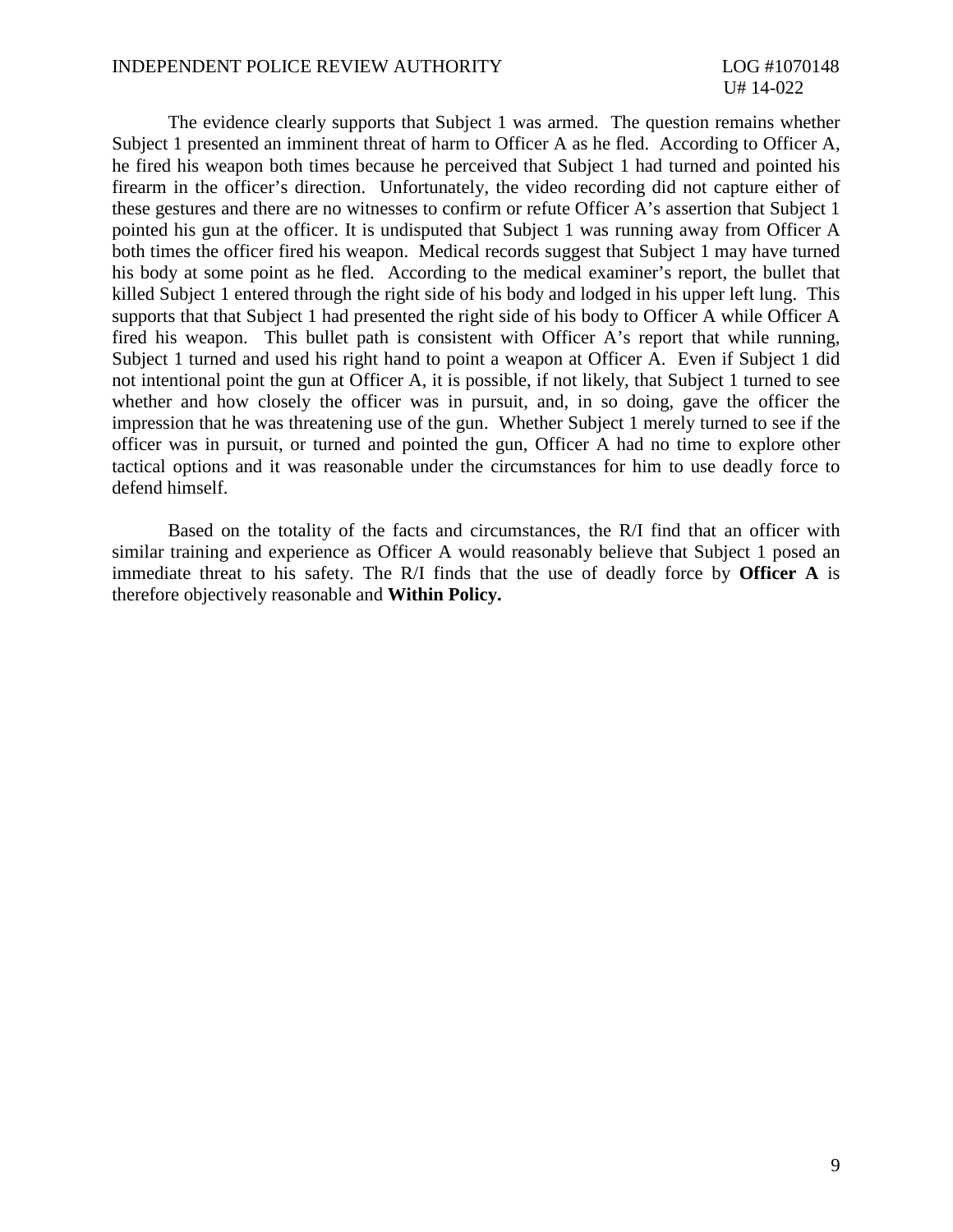The evidence clearly supports that Subject 1 was armed. The question remains whether Subject 1 presented an imminent threat of harm to Officer A as he fled. According to Officer A, he fired his weapon both times because he perceived that Subject 1 had turned and pointed his firearm in the officer's direction. Unfortunately, the video recording did not capture either of these gestures and there are no witnesses to confirm or refute Officer A's assertion that Subject 1 pointed his gun at the officer. It is undisputed that Subject 1 was running away from Officer A both times the officer fired his weapon. Medical records suggest that Subject 1 may have turned his body at some point as he fled. According to the medical examiner's report, the bullet that killed Subject 1 entered through the right side of his body and lodged in his upper left lung. This supports that that Subject 1 had presented the right side of his body to Officer A while Officer A fired his weapon. This bullet path is consistent with Officer A's report that while running, Subject 1 turned and used his right hand to point a weapon at Officer A. Even if Subject 1 did not intentional point the gun at Officer A, it is possible, if not likely, that Subject 1 turned to see whether and how closely the officer was in pursuit, and, in so doing, gave the officer the impression that he was threatening use of the gun. Whether Subject 1 merely turned to see if the officer was in pursuit, or turned and pointed the gun, Officer A had no time to explore other tactical options and it was reasonable under the circumstances for him to use deadly force to defend himself.

Based on the totality of the facts and circumstances, the R/I find that an officer with similar training and experience as Officer A would reasonably believe that Subject 1 posed an immediate threat to his safety. The R/I finds that the use of deadly force by **Officer A** is therefore objectively reasonable and **Within Policy.**